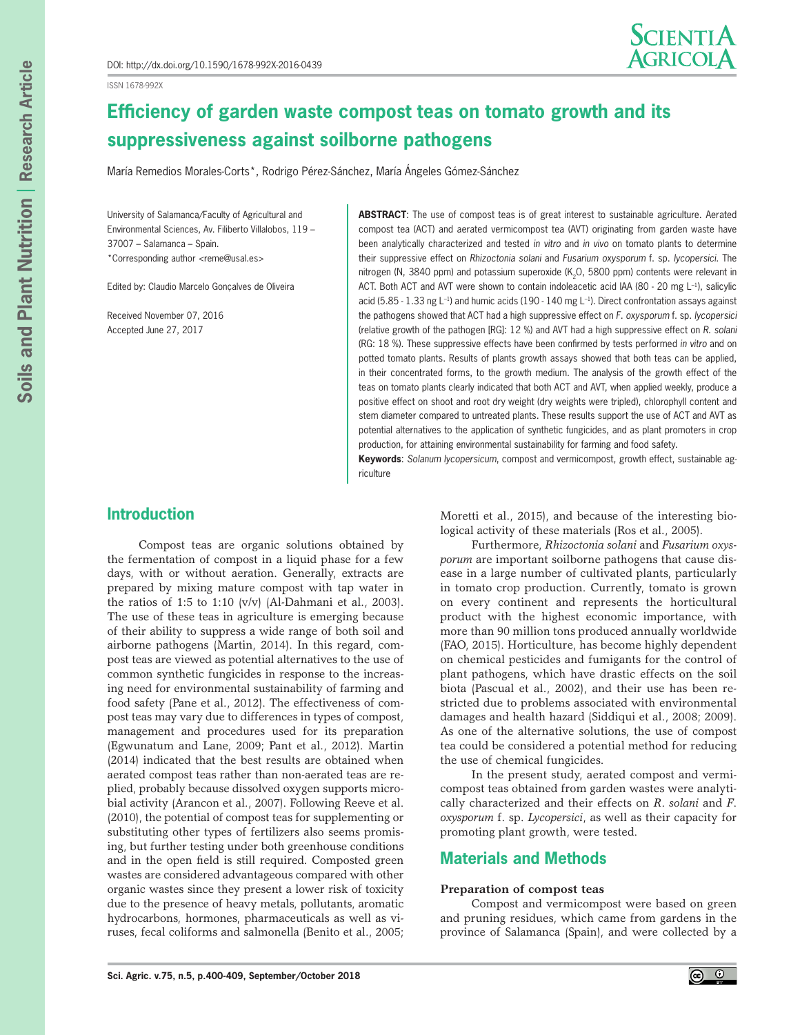DOI: http://dx.doi.org/10.1590/1678-992X-2016-0439

ISSN 1678-992X

# Efficiency of garden waste compost teas on tomato growth and its suppressiveness against soilborne pathogens

María Remedios Morales-Corts*, Rodrigo Pérez-Sánchez, María Ángeles Gómez-Sánchez

University of Salamanca/Faculty of Agricultural and Environmental Sciences, Av. Filiberto Villalobos, 119 – 37007 – Salamanca – Spain.
*Corresponding author <reme@usal.es>

Edited by: Claudio Marcelo Gonçalves de Oliveira

Received November 07, 2016
Accepted June 27, 2017

**ABSTRACT**: The use of compost teas is of great interest to sustainable agriculture. Aerated compost tea (ACT) and aerated vermicompost tea (AVT) originating from garden waste have been analytically characterized and tested *in vitro* and *in vivo* on tomato plants to determine their suppressive effect on *Rhizoctonia solani* and *Fusarium oxysporum* f. sp. *lycopersici*. The nitrogen (N, 3840 ppm) and potassium superoxide ($K_2O$, 5800 ppm) contents were relevant in ACT. Both ACT and AVT were shown to contain indoleacetic acid IAA (80 - 20 mg $L^{-1}$), salicylic acid (5.85 - 1.33 ng $L^{-1}$) and humic acids (190 - 140 mg $L^{-1}$). Direct confrontation assays against the pathogens showed that ACT had a high suppressive effect on *F. oxysporum* f. sp. *lycopersici* (relative growth of the pathogen [RG]: 12 %) and AVT had a high suppressive effect on *R. solani* (RG: 18 %). These suppressive effects have been confirmed by tests performed *in vitro* and on potted tomato plants. Results of plants growth assays showed that both teas can be applied, in their concentrated forms, to the growth medium. The analysis of the growth effect of the teas on tomato plants clearly indicated that both ACT and AVT, when applied weekly, produce a positive effect on shoot and root dry weight (dry weights were tripled), chlorophyll content and stem diameter compared to untreated plants. These results support the use of ACT and AVT as potential alternatives to the application of synthetic fungicides, and as plant promoters in crop production, for attaining environmental sustainability for farming and food safety.

**Keywords**: *Solanum lycopersicum*, compost and vermicompost, growth effect, sustainable agriculture

## Introduction

Compost teas are organic solutions obtained by the fermentation of compost in a liquid phase for a few days, with or without aeration. Generally, extracts are prepared by mixing mature compost with tap water in the ratios of 1:5 to 1:10 (v/v) (Al-Dahmani et al., 2003). The use of these teas in agriculture is emerging because of their ability to suppress a wide range of both soil and airborne pathogens (Martin, 2014). In this regard, compost teas are viewed as potential alternatives to the use of common synthetic fungicides in response to the increasing need for environmental sustainability of farming and food safety (Pane et al., 2012). The effectiveness of compost teas may vary due to differences in types of compost, management and procedures used for its preparation (Egwunatum and Lane, 2009; Pant et al., 2012). Martin (2014) indicated that the best results are obtained when aerated compost teas rather than non-aerated teas are replied, probably because dissolved oxygen supports microbial activity (Arancon et al., 2007). Following Reeve et al. (2010), the potential of compost teas for supplementing or substituting other types of fertilizers also seems promising, but further testing under both greenhouse conditions and in the open field is still required. Composted green wastes are considered advantageous compared with other organic wastes since they present a lower risk of toxicity due to the presence of heavy metals, pollutants, aromatic hydrocarbons, hormones, pharmaceuticals as well as viruses, fecal coliforms and salmonella (Benito et al., 2005; Moretti et al., 2015), and because of the interesting biological activity of these materials (Ros et al., 2005).

Furthermore, *Rhizoctonia solani* and *Fusarium oxysporum* are important soilborne pathogens that cause disease in a large number of cultivated plants, particularly in tomato crop production. Currently, tomato is grown on every continent and represents the horticultural product with the highest economic importance, with more than 90 million tons produced annually worldwide (FAO, 2015). Horticulture, has become highly dependent on chemical pesticides and fumigants for the control of plant pathogens, which have drastic effects on the soil biota (Pascual et al., 2002), and their use has been restricted due to problems associated with environmental damages and health hazard (Siddiqui et al., 2008; 2009). As one of the alternative solutions, the use of compost tea could be considered a potential method for reducing the use of chemical fungicides.

In the present study, aerated compost and vermicompost teas obtained from garden wastes were analytically characterized and their effects on *R. solani* and *F. oxysporum* f. sp. *Lycopersici*, as well as their capacity for promoting plant growth, were tested.

## Materials and Methods

### Preparation of compost teas

Compost and vermicompost were based on green and pruning residues, which came from gardens in the province of Salamanca (Spain), and were collected by a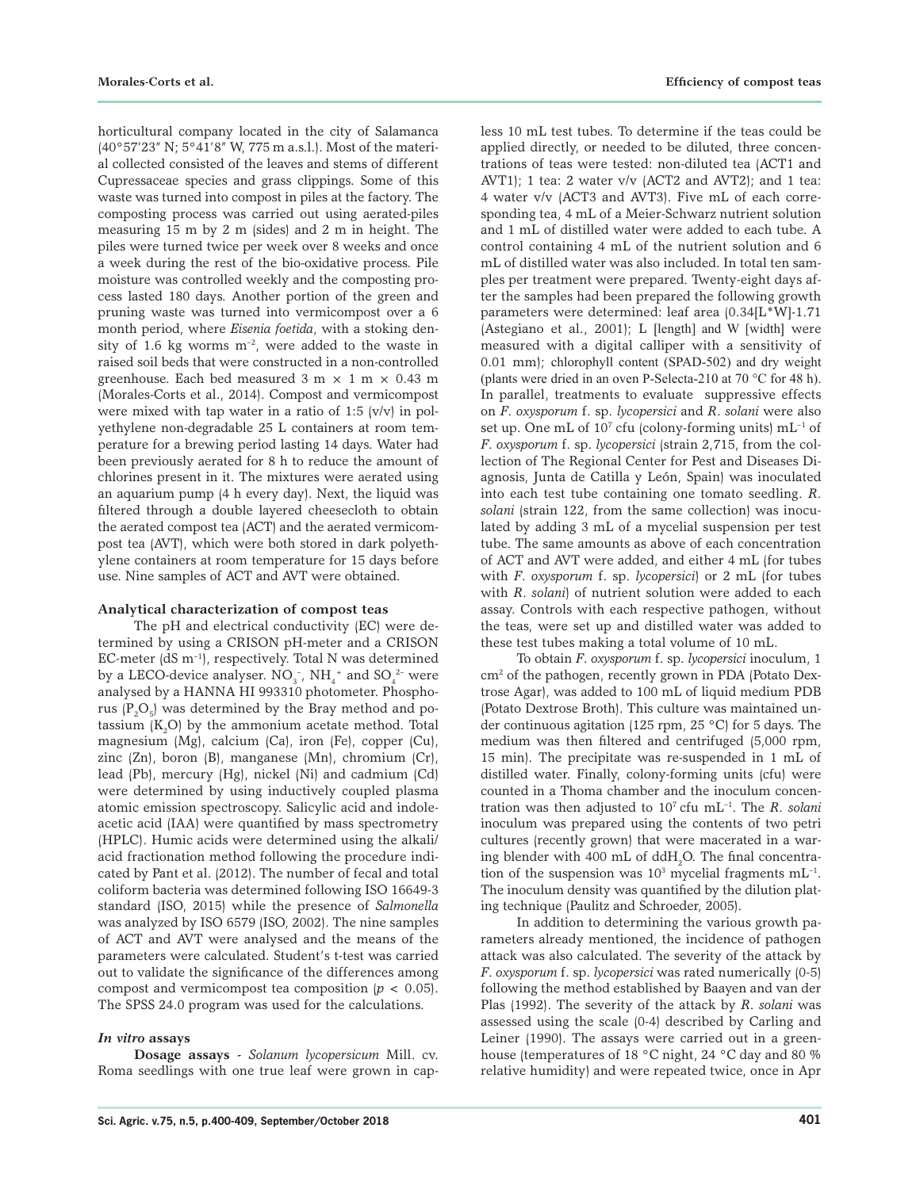horticultural company located in the city of Salamanca (40°57'23" N; 5°41'8" W, 775 m a.s.l.). Most of the material collected consisted of the leaves and stems of different Cupressaceae species and grass clippings. Some of this waste was turned into compost in piles at the factory. The composting process was carried out using aerated-piles measuring 15 m by 2 m (sides) and 2 m in height. The piles were turned twice per week over 8 weeks and once a week during the rest of the bio-oxidative process. Pile moisture was controlled weekly and the composting process lasted 180 days. Another portion of the green and pruning waste was turned into vermicompost over a 6 month period, where *Eisenia foetida*, with a stoking density of 1.6 kg worms $m^{-2}$, were added to the waste in raised soil beds that were constructed in a non-controlled greenhouse. Each bed measured 3 m × 1 m × 0.43 m (Morales-Corts et al., 2014). Compost and vermicompost were mixed with tap water in a ratio of 1:5 (v/v) in polyethylene non-degradable 25 L containers at room temperature for a brewing period lasting 14 days. Water had been previously aerated for 8 h to reduce the amount of chlorines present in it. The mixtures were aerated using an aquarium pump (4 h every day). Next, the liquid was filtered through a double layered cheesecloth to obtain the aerated compost tea (ACT) and the aerated vermicompost tea (AVT), which were both stored in dark polyethylene containers at room temperature for 15 days before use. Nine samples of ACT and AVT were obtained.

**Analytical characterization of compost teas**

The pH and electrical conductivity (EC) were determined by using a CRISON pH-meter and a CRISON EC-meter (dS $m^{-1}$), respectively. Total N was determined by a LECO-device analyser. $NO_3^-$, $NH_4^+$ and $SO_4^{2-}$ were analysed by a HANNA HI 993310 photometer. Phosphorus ($P_2O_5$) was determined by the Bray method and potassium ($K_2O$) by the ammonium acetate method. Total magnesium (Mg), calcium (Ca), iron (Fe), copper (Cu), zinc (Zn), boron (B), manganese (Mn), chromium (Cr), lead (Pb), mercury (Hg), nickel (Ni) and cadmium (Cd) were determined by using inductively coupled plasma atomic emission spectroscopy. Salicylic acid and indoleacetic acid (IAA) were quantified by mass spectrometry (HPLC). Humic acids were determined using the alkali/acid fractionation method following the procedure indicated by Pant et al. (2012). The number of fecal and total coliform bacteria was determined following ISO 16649-3 standard (ISO, 2015) while the presence of *Salmonella* was analyzed by ISO 6579 (ISO, 2002). The nine samples of ACT and AVT were analysed and the means of the parameters were calculated. Student's t-test was carried out to validate the significance of the differences among compost and vermicompost tea composition ($p < 0.05$). The SPSS 24.0 program was used for the calculations.

***In vitro* assays**

**Dosage assays** - *Solanum lycopersicum* Mill. cv. Roma seedlings with one true leaf were grown in capless 10 mL test tubes. To determine if the teas could be applied directly, or needed to be diluted, three concentrations of teas were tested: non-diluted tea (ACT1 and AVT1); 1 tea: 2 water v/v (ACT2 and AVT2); and 1 tea: 4 water v/v (ACT3 and AVT3). Five mL of each corresponding tea, 4 mL of a Meier-Schwarz nutrient solution and 1 mL of distilled water were added to each tube. A control containing 4 mL of the nutrient solution and 6 mL of distilled water was also included. In total ten samples per treatment were prepared. Twenty-eight days after the samples had been prepared the following growth parameters were determined: leaf area (0.34[L*W]-1.71 (Astegiano et al., 2001); L [length] and W [width] were measured with a digital calliper with a sensitivity of 0.01 mm); chlorophyll content (SPAD-502) and dry weight (plants were dried in an oven P-Selecta-210 at 70 °C for 48 h). In parallel, treatments to evaluate suppressive effects on *F. oxysporum* f. sp. *lycopersici* and *R. solani* were also set up. One mL of $10^7$ cfu (colony-forming units) $mL^{-1}$ of *F. oxysporum* f. sp. *lycopersici* (strain 2,715, from the collection of The Regional Center for Pest and Diseases Diagnosis, Junta de Catilla y León, Spain) was inoculated into each test tube containing one tomato seedling. *R. solani* (strain 122, from the same collection) was inoculated by adding 3 mL of a mycelial suspension per test tube. The same amounts as above of each concentration of ACT and AVT were added, and either 4 mL (for tubes with *F. oxysporum* f. sp. *lycopersici*) or 2 mL (for tubes with *R. solani*) of nutrient solution were added to each assay. Controls with each respective pathogen, without the teas, were set up and distilled water was added to these test tubes making a total volume of 10 mL.

To obtain *F. oxysporum* f. sp. *lycopersici* inoculum, 1 $cm^2$ of the pathogen, recently grown in PDA (Potato Dextrose Agar), was added to 100 mL of liquid medium PDB (Potato Dextrose Broth). This culture was maintained under continuous agitation (125 rpm, 25 °C) for 5 days. The medium was then filtered and centrifuged (5,000 rpm, 15 min). The precipitate was re-suspended in 1 mL of distilled water. Finally, colony-forming units (cfu) were counted in a Thoma chamber and the inoculum concentration was then adjusted to $10^7$ cfu $mL^{-1}$. The *R. solani* inoculum was prepared using the contents of two petri cultures (recently grown) that were macerated in a waring blender with 400 mL of $ddH_2O$. The final concentration of the suspension was $10^3$ mycelial fragments $mL^{-1}$. The inoculum density was quantified by the dilution plating technique (Paulitz and Schroeder, 2005).

In addition to determining the various growth parameters already mentioned, the incidence of pathogen attack was also calculated. The severity of the attack by *F. oxysporum* f. sp. *lycopersici* was rated numerically (0-5) following the method established by Baayen and van der Plas (1992). The severity of the attack by *R. solani* was assessed using the scale (0-4) described by Carling and Leiner (1990). The assays were carried out in a greenhouse (temperatures of 18 °C night, 24 °C day and 80 % relative humidity) and were repeated twice, once in Apr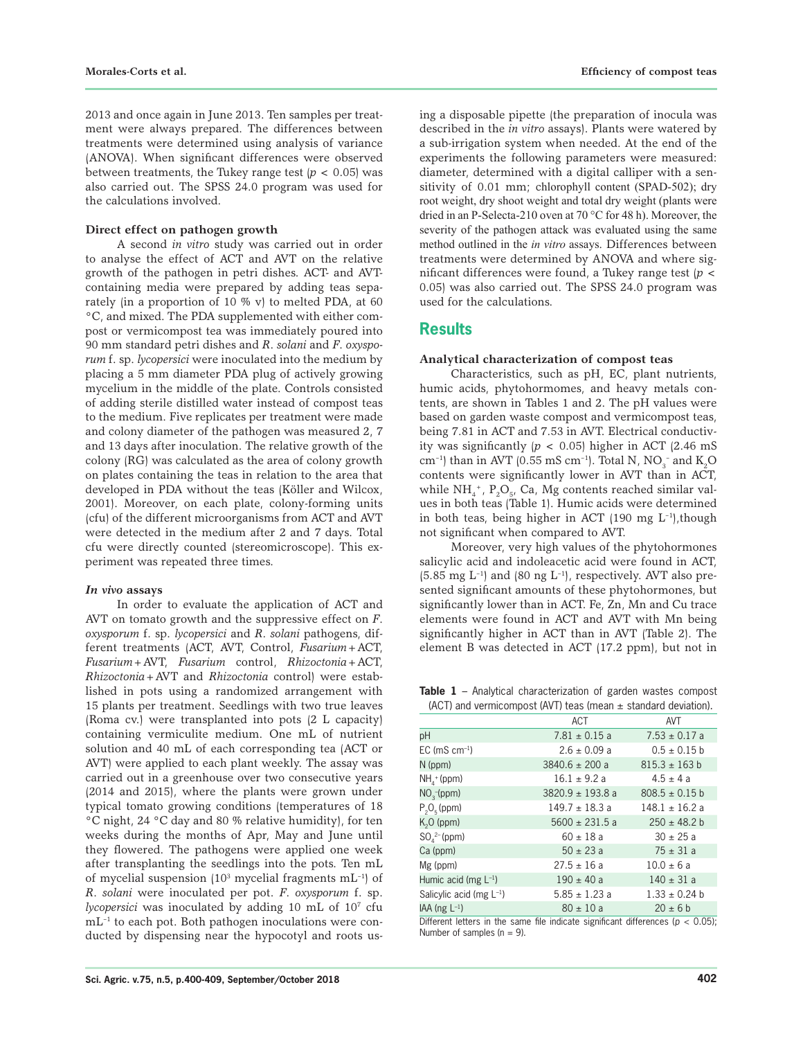2013 and once again in June 2013. Ten samples per treatment were always prepared. The differences between treatments were determined using analysis of variance (ANOVA). When significant differences were observed between treatments, the Tukey range test ($p < 0.05$) was also carried out. The SPSS 24.0 program was used for the calculations involved.

**Direct effect on pathogen growth**

A second *in vitro* study was carried out in order to analyse the effect of ACT and AVT on the relative growth of the pathogen in petri dishes. ACT- and AVT-containing media were prepared by adding teas separately (in a proportion of 10 % v) to melted PDA, at 60 °C, and mixed. The PDA supplemented with either compost or vermicompost tea was immediately poured into 90 mm standard petri dishes and *R. solani* and *F. oxysporum* f. sp. *lycopersici* were inoculated into the medium by placing a 5 mm diameter PDA plug of actively growing mycelium in the middle of the plate. Controls consisted of adding sterile distilled water instead of compost teas to the medium. Five replicates per treatment were made and colony diameter of the pathogen was measured 2, 7 and 13 days after inoculation. The relative growth of the colony (RG) was calculated as the area of colony growth on plates containing the teas in relation to the area that developed in PDA without the teas (Köller and Wilcox, 2001). Moreover, on each plate, colony-forming units (cfu) of the different microorganisms from ACT and AVT were detected in the medium after 2 and 7 days. Total cfu were directly counted (stereomicroscope). This experiment was repeated three times.

***In vivo* assays**

In order to evaluate the application of ACT and AVT on tomato growth and the suppressive effect on *F. oxysporum* f. sp. *lycopersici* and *R. solani* pathogens, different treatments (ACT, AVT, Control, *Fusarium* + ACT, *Fusarium* + AVT, *Fusarium* control, *Rhizoctonia* + ACT, *Rhizoctonia* + AVT and *Rhizoctonia* control) were established in pots using a randomized arrangement with 15 plants per treatment. Seedlings with two true leaves (Roma cv.) were transplanted into pots (2 L capacity) containing vermiculite medium. One mL of nutrient solution and 40 mL of each corresponding tea (ACT or AVT) were applied to each plant weekly. The assay was carried out in a greenhouse over two consecutive years (2014 and 2015), where the plants were grown under typical tomato growing conditions (temperatures of 18 °C night, 24 °C day and 80 % relative humidity), for ten weeks during the months of Apr, May and June until they flowered. The pathogens were applied one week after transplanting the seedlings into the pots. Ten mL of mycelial suspension ($10^3$ mycelial fragments mL$^{-1}$) of *R. solani* were inoculated per pot. *F. oxysporum* f. sp. *lycopersici* was inoculated by adding 10 mL of $10^7$ cfu mL$^{-1}$ to each pot. Both pathogen inoculations were conducted by dispensing near the hypocotyl and roots using a disposable pipette (the preparation of inocula was described in the *in vitro* assays). Plants were watered by a sub-irrigation system when needed. At the end of the experiments the following parameters were measured: diameter, determined with a digital calliper with a sensitivity of 0.01 mm; chlorophyll content (SPAD-502); dry root weight, dry shoot weight and total dry weight (plants were dried in an P-Selecta-210 oven at 70 °C for 48 h). Moreover, the severity of the pathogen attack was evaluated using the same method outlined in the *in vitro* assays. Differences between treatments were determined by ANOVA and where significant differences were found, a Tukey range test ($p < 0.05$) was also carried out. The SPSS 24.0 program was used for the calculations.

## Results

**Analytical characterization of compost teas**

Characteristics, such as pH, EC, plant nutrients, humic acids, phytohormomes, and heavy metals contents, are shown in Tables 1 and 2. The pH values were based on garden waste compost and vermicompost teas, being 7.81 in ACT and 7.53 in AVT. Electrical conductivity was significantly ($p < 0.05$) higher in ACT (2.46 mS cm$^{-1}$) than in AVT (0.55 mS cm$^{-1}$). Total N, $NO_3^-$ and $K_2O$ contents were significantly lower in AVT than in ACT, while $NH_4^+$, $P_2O_5$, Ca, Mg contents reached similar values in both teas (Table 1). Humic acids were determined in both teas, being higher in ACT (190 mg L$^{-1}$),though not significant when compared to AVT.

Moreover, very high values of the phytohormones salicylic acid and indoleacetic acid were found in ACT, (5.85 mg L$^{-1}$) and (80 ng L$^{-1}$), respectively. AVT also presented significant amounts of these phytohormones, but significantly lower than in ACT. Fe, Zn, Mn and Cu trace elements were found in ACT and AVT with Mn being significantly higher in ACT than in AVT (Table 2). The element B was detected in ACT (17.2 ppm), but not in

**Table 1** – Analytical characterization of garden wastes compost (ACT) and vermicompost (AVT) teas (mean ± standard deviation).

| | ACT | AVT |
|---|---|---|
| pH | 7.81 ± 0.15 a | 7.53 ± 0.17 a |
| EC (mS cm$^{-1}$) | 2.6 ± 0.09 a | 0.5 ± 0.15 b |
| N (ppm) | 3840.6 ± 200 a | 815.3 ± 163 b |
| $NH_4^+$ (ppm) | 16.1 ± 9.2 a | 4.5 ± 4 a |
| $NO_3^-$(ppm) | 3820.9 ± 193.8 a | 808.5 ± 0.15 b |
| $P_2O_5$ (ppm) | 149.7 ± 18.3 a | 148.1 ± 16.2 a |
| $K_2O$ (ppm) | 5600 ± 231.5 a | 250 ± 48.2 b |
| $SO_4^{2-}$ (ppm) | 60 ± 18 a | 30 ± 25 a |
| Ca (ppm) | 50 ± 23 a | 75 ± 31 a |
| Mg (ppm) | 27.5 ± 16 a | 10.0 ± 6 a |
| Humic acid (mg L$^{-1}$) | 190 ± 40 a | 140 ± 31 a |
| Salicylic acid (mg L$^{-1}$) | 5.85 ± 1.23 a | 1.33 ± 0.24 b |
| IAA (ng L$^{-1}$) | 80 ± 10 a | 20 ± 6 b |

Different letters in the same file indicate significant differences ($p < 0.05$); Number of samples (n = 9).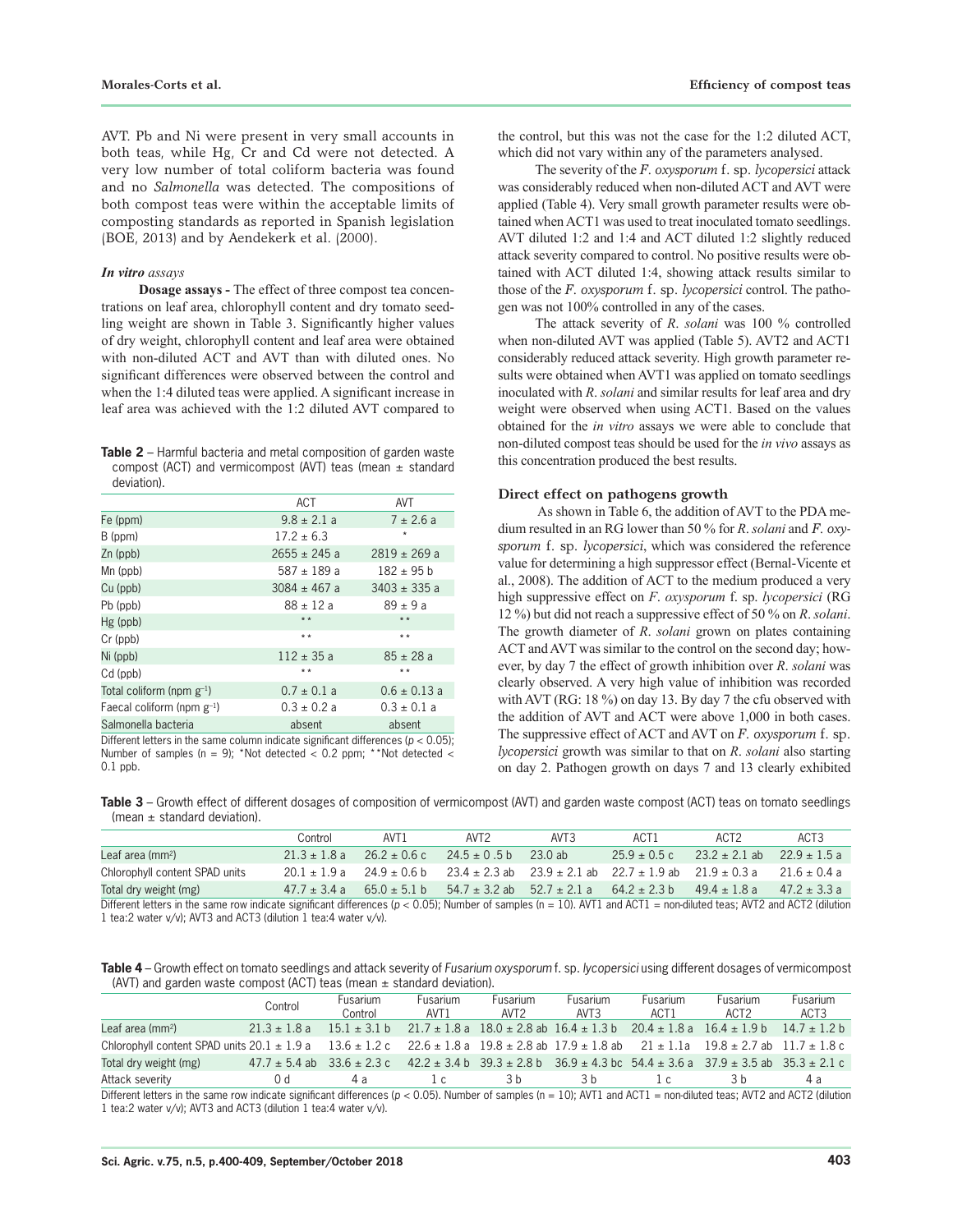AVT. Pb and Ni were present in very small accounts in both teas, while Hg, Cr and Cd were not detected. A very low number of total coliform bacteria was found and no *Salmonella* was detected. The compositions of both compost teas were within the acceptable limits of composting standards as reported in Spanish legislation (BOE, 2013) and by Aendekerk et al. (2000).

***In vitro* assays**

**Dosage assays -** The effect of three compost tea concentrations on leaf area, chlorophyll content and dry tomato seedling weight are shown in Table 3. Significantly higher values of dry weight, chlorophyll content and leaf area were obtained with non-diluted ACT and AVT than with diluted ones. No significant differences were observed between the control and when the 1:4 diluted teas were applied. A significant increase in leaf area was achieved with the 1:2 diluted AVT compared to the control, but this was not the case for the 1:2 diluted ACT, which did not vary within any of the parameters analysed.

**Table 2** – Harmful bacteria and metal composition of garden waste compost (ACT) and vermicompost (AVT) teas (mean ± standard deviation).

| | ACT | AVT |
|---|---|---|
| Fe (ppm) | 9.8 ± 2.1 a | 7 ± 2.6 a |
| B (ppm) | 17.2 ± 6.3 | * |
| Zn (ppb) | 2655 ± 245 a | 2819 ± 269 a |
| Mn (ppb) | 587 ± 189 a | 182 ± 95 b |
| Cu (ppb) | 3084 ± 467 a | 3403 ± 335 a |
| Pb (ppb) | 88 ± 12 a | 89 ± 9 a |
| Hg (ppb) | ** | ** |
| Cr (ppb) | ** | ** |
| Ni (ppb) | 112 ± 35 a | 85 ± 28 a |
| Cd (ppb) | ** | ** |
| Total coliform (npm $g^{-1}$) | 0.7 ± 0.1 a | 0.6 ± 0.13 a |
| Faecal coliform (npm $g^{-1}$) | 0.3 ± 0.2 a | 0.3 ± 0.1 a |
| Salmonella bacteria | absent | absent |

Different letters in the same column indicate significant differences ($p < 0.05$); Number of samples (n = 9); *Not detected < 0.2 ppm; **Not detected < 0.1 ppb.

The severity of the *F. oxysporum* f. sp. *lycopersici* attack was considerably reduced when non-diluted ACT and AVT were applied (Table 4). Very small growth parameter results were obtained when ACT1 was used to treat inoculated tomato seedlings. AVT diluted 1:2 and 1:4 and ACT diluted 1:2 slightly reduced attack severity compared to control. No positive results were obtained with ACT diluted 1:4, showing attack results similar to those of the *F. oxysporum* f. sp. *lycopersici* control. The pathogen was not 100% controlled in any of the cases.

The attack severity of *R. solani* was 100 % controlled when non-diluted AVT was applied (Table 5). AVT2 and ACT1 considerably reduced attack severity. High growth parameter results were obtained when AVT1 was applied on tomato seedlings inoculated with *R. solani* and similar results for leaf area and dry weight were observed when using ACT1. Based on the values obtained for the *in vitro* assays we were able to conclude that non-diluted compost teas should be used for the *in vivo* assays as this concentration produced the best results.

### Direct effect on pathogens growth

As shown in Table 6, the addition of AVT to the PDA medium resulted in an RG lower than 50 % for *R. solani* and *F. oxysporum* f. sp. *lycopersici*, which was considered the reference value for determining a high suppressor effect (Bernal-Vicente et al., 2008). The addition of ACT to the medium produced a very high suppressive effect on *F. oxysporum* f. sp. *lycopersici* (RG 12 %) but did not reach a suppressive effect of 50 % on *R. solani*. The growth diameter of *R. solani* grown on plates containing ACT and AVT was similar to the control on the second day; however, by day 7 the effect of growth inhibition over *R. solani* was clearly observed. A very high value of inhibition was recorded with AVT (RG: 18 %) on day 13. By day 7 the cfu observed with the addition of AVT and ACT were above 1,000 in both cases. The suppressive effect of ACT and AVT on *F. oxysporum* f. sp. *lycopersici* growth was similar to that on *R. solani* also starting on day 2. Pathogen growth on days 7 and 13 clearly exhibited

**Table 3** – Growth effect of different dosages of composition of vermicompost (AVT) and garden waste compost (ACT) teas on tomato seedlings (mean ± standard deviation).

| | Control | AVT1 | AVT2 | AVT3 | ACT1 | ACT2 | ACT3 |
|---|---|---|---|---|---|---|---|
| Leaf area (mm²) | 21.3 ± 1.8 a | 26.2 ± 0.6 c | 24.5 ± 0 .5 b | 23.0 ab | 25.9 ± 0.5 c | 23.2 ± 2.1 ab | 22.9 ± 1.5 a |
| Chlorophyll content SPAD units | 20.1 ± 1.9 a | 24.9 ± 0.6 b | 23.4 ± 2.3 ab | 23.9 ± 2.1 ab | 22.7 ± 1.9 ab | 21.9 ± 0.3 a | 21.6 ± 0.4 a |
| Total dry weight (mg) | 47.7 ± 3.4 a | 65.0 ± 5.1 b | 54.7 ± 3.2 ab | 52.7 ± 2.1 a | 64.2 ± 2.3 b | 49.4 ± 1.8 a | 47.2 ± 3.3 a |

Different letters in the same row indicate significant differences ($p < 0.05$); Number of samples (n = 10). AVT1 and ACT1 = non-diluted teas; AVT2 and ACT2 (dilution 1 tea:2 water v/v); AVT3 and ACT3 (dilution 1 tea:4 water v/v).

**Table 4** – Growth effect on tomato seedlings and attack severity of *Fusarium oxysporum* f. sp. *lycopersici* using different dosages of vermicompost (AVT) and garden waste compost (ACT) teas (mean ± standard deviation).

| | Control | Fusarium Control | Fusarium AVT1 | Fusarium AVT2 | Fusarium AVT3 | Fusarium ACT1 | Fusarium ACT2 | Fusarium ACT3 |
|---|---|---|---|---|---|---|---|---|
| Leaf area (mm²) | 21.3 ± 1.8 a | 15.1 ± 3.1 b | 21.7 ± 1.8 a | 18.0 ± 2.8 ab | 16.4 ± 1.3 b | 20.4 ± 1.8 a | 16.4 ± 1.9 b | 14.7 ± 1.2 b |
| Chlorophyll content SPAD units | 20.1 ± 1.9 a | 13.6 ± 1.2 c | 22.6 ± 1.8 a | 19.8 ± 2.8 ab | 17.9 ± 1.8 ab | 21 ± 1.1a | 19.8 ± 2.7 ab | 11.7 ± 1.8 c |
| Total dry weight (mg) | 47.7 ± 5.4 ab | 33.6 ± 2.3 c | 42.2 ± 3.4 b | 39.3 ± 2.8 b | 36.9 ± 4.3 bc | 54.4 ± 3.6 a | 37.9 ± 3.5 ab | 35.3 ± 2.1 c |
| Attack severity | 0 d | 4 a | 1 c | 3 b | 3 b | 1 c | 3 b | 4 a |

Different letters in the same row indicate significant differences ($p < 0.05$). Number of samples (n = 10); AVT1 and ACT1 = non-diluted teas; AVT2 and ACT2 (dilution 1 tea:2 water v/v); AVT3 and ACT3 (dilution 1 tea:4 water v/v).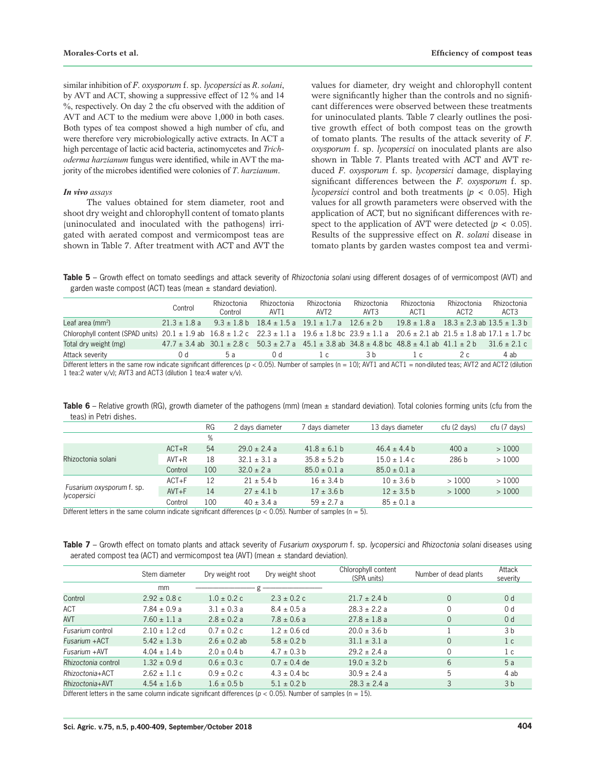similar inhibition of *F. oxysporum* f. sp. *lycopersici* as *R. solani*, by AVT and ACT, showing a suppressive effect of 12 % and 14 %, respectively. On day 2 the cfu observed with the addition of AVT and ACT to the medium were above 1,000 in both cases. Both types of tea compost showed a high number of cfu, and were therefore very microbiologically active extracts. In ACT a high percentage of lactic acid bacteria, actinomycetes and *Trichoderma harzianum* fungus were identified, while in AVT the majority of the microbes identified were colonies of *T. harzianum*.

***In vivo* assays**

The values obtained for stem diameter, root and shoot dry weight and chlorophyll content of tomato plants (uninoculated and inoculated with the pathogens) irrigated with aerated compost and vermicompost teas are shown in Table 7. After treatment with ACT and AVT the values for diameter, dry weight and chlorophyll content were significantly higher than the controls and no significant differences were observed between these treatments for uninoculated plants. Table 7 clearly outlines the positive growth effect of both compost teas on the growth of tomato plants. The results of the attack severity of *F. oxysporum* f. sp. *lycopersici* on inoculated plants are also shown in Table 7. Plants treated with ACT and AVT reduced *F. oxysporum* f. sp. *lycopersici* damage, displaying significant differences between the *F. oxysporum* f. sp. *lycopersici* control and both treatments ($p < 0.05$). High values for all growth parameters were observed with the application of ACT, but no significant differences with respect to the application of AVT were detected ($p < 0.05$). Results of the suppressive effect on *R. solani* disease in tomato plants by garden wastes compost tea and vermi-

**Table 5** – Growth effect on tomato seedlings and attack severity of *Rhizoctonia solani* using different dosages of of vermicompost (AVT) and garden waste compost (ACT) teas (mean ± standard deviation).

| | Control | Rhizoctonia Control | Rhizoctonia AVT1 | Rhizoctonia AVT2 | Rhizoctonia AVT3 | Rhizoctonia ACT1 | Rhizoctonia ACT2 | Rhizoctonia ACT3 |
|---|---|---|---|---|---|---|---|---|
| Leaf area (mm$^2$) | 21.3 ± 1.8 a | 9.3 ± 1.8 b | 18.4 ± 1.5 a | 19.1 ± 1.7 a | 12.6 ± 2 b | 19.8 ± 1.8 a | 18.3 ± 2.3 ab | 13.5 ± 1.3 b |
| Chlorophyll content (SPAD units) | 20.1 ± 1.9 ab | 16.8 ± 1.2 c | 22.3 ± 1.1 a | 19.6 ± 1.8 bc | 23.9 ± 1.1 a | 20.6 ± 2.1 ab | 21.5 ± 1.8 ab | 17.1 ± 1.7 bc |
| Total dry weight (mg) | 47.7 ± 3.4 ab | 30.1 ± 2.8 c | 50.3 ± 2.7 a | 45.1 ± 3.8 ab | 34.8 ± 4.8 bc | 48.8 ± 4.1 ab | 41.1 ± 2 b | 31.6 ± 2.1 c |
| Attack severity | 0 d | 5 a | 0 d | 1 c | 3 b | 1 c | 2 c | 4 ab |

Different letters in the same row indicate significant differences ($p < 0.05$). Number of samples (n = 10); AVT1 and ACT1 = non-diluted teas; AVT2 and ACT2 (dilution 1 tea:2 water v/v); AVT3 and ACT3 (dilution 1 tea:4 water v/v).

**Table 6** – Relative growth (RG), growth diameter of the pathogens (mm) (mean ± standard deviation). Total colonies forming units (cfu from the teas) in Petri dishes.

| | | RG | 2 days diameter | 7 days diameter | 13 days diameter | cfu (2 days) | cfu (7 days) |
|---|---|---|---|---|---|---|---|
| | | % | | | | | |
| Rhizoctonia solani | ACT+R | 54 | 29.0 ± 2.4 a | 41.8 ± 6.1 b | 46.4 ± 4.4 b | 400 a | > 1000 |
| | AVT+R | 18 | 32.1 ± 3.1 a | 35.8 ± 5.2 b | 15.0 ± 1.4 c | 286 b | > 1000 |
| | Control | 100 | 32.0 ± 2 a | 85.0 ± 0.1 a | 85.0 ± 0.1 a | | |
| Fusarium oxysporum f. sp. lycopersici | ACT+F | 12 | 21 ± 5.4 b | 16 ± 3.4 b | 10 ± 3.6 b | > 1000 | > 1000 |
| | AVT+F | 14 | 27 ± 4.1 b | 17 ± 3.6 b | 12 ± 3.5 b | > 1000 | > 1000 |
| | Control | 100 | 40 ± 3.4 a | 59 ± 2.7 a | 85 ± 0.1 a | | |

Different letters in the same column indicate significant differences ($p < 0.05$). Number of samples (n = 5).

**Table 7** – Growth effect on tomato plants and attack severity of *Fusarium oxysporum* f. sp. *lycopersici* and *Rhizoctonia solani* diseases using aerated compost tea (ACT) and vermicompost tea (AVT) (mean ± standard deviation).

| | Stem diameter | Dry weight root | Dry weight shoot | Chlorophyll content (SPA units) | Number of dead plants | Attack severity |
|---|---|---|---|---|---|---|
| | mm | g | | | | |
| Control | 2.92 ± 0.8 c | 1.0 ± 0.2 c | 2.3 ± 0.2 c | 21.7 ± 2.4 b | 0 | 0 d |
| ACT | 7.84 ± 0.9 a | 3.1 ± 0.3 a | 8.4 ± 0.5 a | 28.3 ± 2.2 a | 0 | 0 d |
| AVT | 7.60 ± 1.1 a | 2.8 ± 0.2 a | 7.8 ± 0.6 a | 27.8 ± 1.8 a | 0 | 0 d |
| *Fusarium* control | 2.10 ± 1.2 cd | 0.7 ± 0.2 c | 1.2 ± 0.6 cd | 20.0 ± 3.6 b | 1 | 3 b |
| *Fusarium* +ACT | 5.42 ± 1.3 b | 2.6 ± 0.2 ab | 5.8 ± 0.2 b | 31.1 ± 3.1 a | 0 | 1 c |
| *Fusarium* +AVT | 4.04 ± 1.4 b | 2.0 ± 0.4 b | 4.7 ± 0.3 b | 29.2 ± 2.4 a | 0 | 1 c |
| *Rhizoctonia* control | 1.32 ± 0.9 d | 0.6 ± 0.3 c | 0.7 ± 0.4 de | 19.0 ± 3.2 b | 6 | 5 a |
| *Rhizoctonia*+ACT | 2.62 ± 1.1 c | 0.9 ± 0.2 c | 4.3 ± 0.4 bc | 30.9 ± 2.4 a | 5 | 4 ab |
| *Rhizoctonia*+AVT | 4.54 ± 1.6 b | 1.6 ± 0.5 b | 5.1 ± 0.2 b | 28.3 ± 2.4 a | 3 | 3 b |

Different letters in the same column indicate significant differences ($p < 0.05$). Number of samples (n = 15).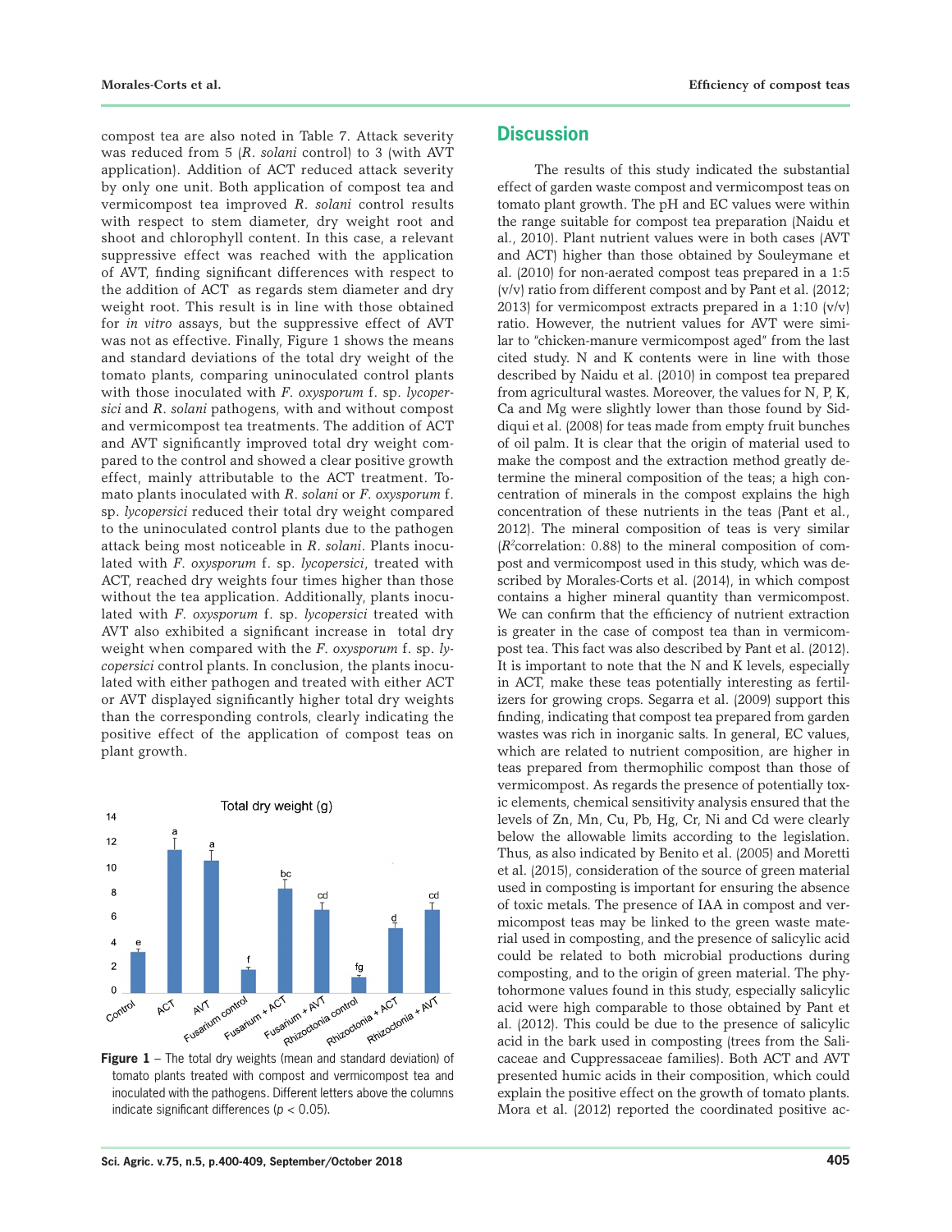compost tea are also noted in Table 7. Attack severity was reduced from 5 (*R. solani* control) to 3 (with AVT application). Addition of ACT reduced attack severity by only one unit. Both application of compost tea and vermicompost tea improved *R. solani* control results with respect to stem diameter, dry weight root and shoot and chlorophyll content. In this case, a relevant suppressive effect was reached with the application of AVT, finding significant differences with respect to the addition of ACT as regards stem diameter and dry weight root. This result is in line with those obtained for *in vitro* assays, but the suppressive effect of AVT was not as effective. Finally, Figure 1 shows the means and standard deviations of the total dry weight of the tomato plants, comparing uninoculated control plants with those inoculated with *F. oxysporum* f. sp. *lycopersici* and *R. solani* pathogens, with and without compost and vermicompost tea treatments. The addition of ACT and AVT significantly improved total dry weight compared to the control and showed a clear positive growth effect, mainly attributable to the ACT treatment. Tomato plants inoculated with *R. solani* or *F. oxysporum* f. sp. *lycopersici* reduced their total dry weight compared to the uninoculated control plants due to the pathogen attack being most noticeable in *R. solani*. Plants inoculated with *F. oxysporum* f. sp. *lycopersici*, treated with ACT, reached dry weights four times higher than those without the tea application. Additionally, plants inoculated with *F. oxysporum* f. sp. *lycopersici* treated with AVT also exhibited a significant increase in total dry weight when compared with the *F. oxysporum* f. sp. *lycopersici* control plants. In conclusion, the plants inoculated with either pathogen and treated with either ACT or AVT displayed significantly higher total dry weights than the corresponding controls, clearly indicating the positive effect of the application of compost teas on plant growth.

**Figure 1** – The total dry weights (mean and standard deviation) of tomato plants treated with compost and vermicompost tea and inoculated with the pathogens. Different letters above the columns indicate significant differences ($p < 0.05$).

## Discussion

The results of this study indicated the substantial effect of garden waste compost and vermicompost teas on tomato plant growth. The pH and EC values were within the range suitable for compost tea preparation (Naidu et al., 2010). Plant nutrient values were in both cases (AVT and ACT) higher than those obtained by Souleymane et al. (2010) for non-aerated compost teas prepared in a 1:5 (v/v) ratio from different compost and by Pant et al. (2012; 2013) for vermicompost extracts prepared in a 1:10 (v/v) ratio. However, the nutrient values for AVT were similar to "chicken-manure vermicompost aged" from the last cited study. N and K contents were in line with those described by Naidu et al. (2010) in compost tea prepared from agricultural wastes. Moreover, the values for N, P, K, Ca and Mg were slightly lower than those found by Siddiqui et al. (2008) for teas made from empty fruit bunches of oil palm. It is clear that the origin of material used to make the compost and the extraction method greatly determine the mineral composition of the teas; a high concentration of minerals in the compost explains the high concentration of these nutrients in the teas (Pant et al., 2012). The mineral composition of teas is very similar ($R^2$correlation: 0.88) to the mineral composition of compost and vermicompost used in this study, which was described by Morales-Corts et al. (2014), in which compost contains a higher mineral quantity than vermicompost. We can confirm that the efficiency of nutrient extraction is greater in the case of compost tea than in vermicompost tea. This fact was also described by Pant et al. (2012). It is important to note that the N and K levels, especially in ACT, make these teas potentially interesting as fertilizers for growing crops. Segarra et al. (2009) support this finding, indicating that compost tea prepared from garden wastes was rich in inorganic salts. In general, EC values, which are related to nutrient composition, are higher in teas prepared from thermophilic compost than those of vermicompost. As regards the presence of potentially toxic elements, chemical sensitivity analysis ensured that the levels of Zn, Mn, Cu, Pb, Hg, Cr, Ni and Cd were clearly below the allowable limits according to the legislation. Thus, as also indicated by Benito et al. (2005) and Moretti et al. (2015), consideration of the source of green material used in composting is important for ensuring the absence of toxic metals. The presence of IAA in compost and vermicompost teas may be linked to the green waste material used in composting, and the presence of salicylic acid could be related to both microbial productions during composting, and to the origin of green material. The phytohormone values found in this study, especially salicylic acid were high comparable to those obtained by Pant et al. (2012). This could be due to the presence of salicylic acid in the bark used in composting (trees from the Salicaceae and Cuppressaceae families). Both ACT and AVT presented humic acids in their composition, which could explain the positive effect on the growth of tomato plants. Mora et al. (2012) reported the coordinated positive ac-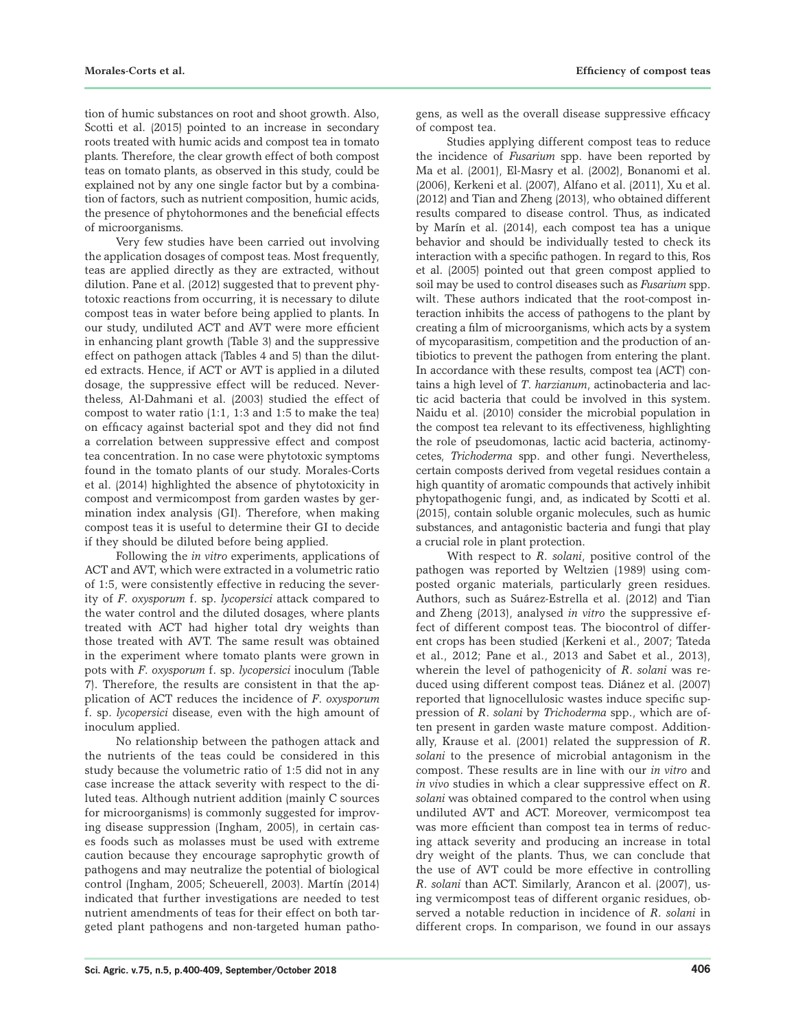tion of humic substances on root and shoot growth. Also, Scotti et al. (2015) pointed to an increase in secondary roots treated with humic acids and compost tea in tomato plants. Therefore, the clear growth effect of both compost teas on tomato plants, as observed in this study, could be explained not by any one single factor but by a combination of factors, such as nutrient composition, humic acids, the presence of phytohormones and the beneficial effects of microorganisms.

Very few studies have been carried out involving the application dosages of compost teas. Most frequently, teas are applied directly as they are extracted, without dilution. Pane et al. (2012) suggested that to prevent phytotoxic reactions from occurring, it is necessary to dilute compost teas in water before being applied to plants. In our study, undiluted ACT and AVT were more efficient in enhancing plant growth (Table 3) and the suppressive effect on pathogen attack (Tables 4 and 5) than the diluted extracts. Hence, if ACT or AVT is applied in a diluted dosage, the suppressive effect will be reduced. Nevertheless, Al-Dahmani et al. (2003) studied the effect of compost to water ratio (1:1, 1:3 and 1:5 to make the tea) on efficacy against bacterial spot and they did not find a correlation between suppressive effect and compost tea concentration. In no case were phytotoxic symptoms found in the tomato plants of our study. Morales-Corts et al. (2014) highlighted the absence of phytotoxicity in compost and vermicompost from garden wastes by germination index analysis (GI). Therefore, when making compost teas it is useful to determine their GI to decide if they should be diluted before being applied.

Following the *in vitro* experiments, applications of ACT and AVT, which were extracted in a volumetric ratio of 1:5, were consistently effective in reducing the severity of *F. oxysporum* f. sp. *lycopersici* attack compared to the water control and the diluted dosages, where plants treated with ACT had higher total dry weights than those treated with AVT. The same result was obtained in the experiment where tomato plants were grown in pots with *F. oxysporum* f. sp. *lycopersici* inoculum (Table 7). Therefore, the results are consistent in that the application of ACT reduces the incidence of *F. oxysporum* f. sp. *lycopersici* disease, even with the high amount of inoculum applied.

No relationship between the pathogen attack and the nutrients of the teas could be considered in this study because the volumetric ratio of 1:5 did not in any case increase the attack severity with respect to the diluted teas. Although nutrient addition (mainly C sources for microorganisms) is commonly suggested for improving disease suppression (Ingham, 2005), in certain cases foods such as molasses must be used with extreme caution because they encourage saprophytic growth of pathogens and may neutralize the potential of biological control (Ingham, 2005; Scheuerell, 2003). Martín (2014) indicated that further investigations are needed to test nutrient amendments of teas for their effect on both targeted plant pathogens and non-targeted human pathogens, as well as the overall disease suppressive efficacy of compost tea.

Studies applying different compost teas to reduce the incidence of *Fusarium* spp. have been reported by Ma et al. (2001), El-Masry et al. (2002), Bonanomi et al. (2006), Kerkeni et al. (2007), Alfano et al. (2011), Xu et al. (2012) and Tian and Zheng (2013), who obtained different results compared to disease control. Thus, as indicated by Marín et al. (2014), each compost tea has a unique behavior and should be individually tested to check its interaction with a specific pathogen. In regard to this, Ros et al. (2005) pointed out that green compost applied to soil may be used to control diseases such as *Fusarium* spp. wilt. These authors indicated that the root-compost interaction inhibits the access of pathogens to the plant by creating a film of microorganisms, which acts by a system of mycoparasitism, competition and the production of antibiotics to prevent the pathogen from entering the plant. In accordance with these results, compost tea (ACT) contains a high level of *T. harzianum*, actinobacteria and lactic acid bacteria that could be involved in this system. Naidu et al. (2010) consider the microbial population in the compost tea relevant to its effectiveness, highlighting the role of pseudomonas, lactic acid bacteria, actinomycetes, *Trichoderma* spp. and other fungi. Nevertheless, certain composts derived from vegetal residues contain a high quantity of aromatic compounds that actively inhibit phytopathogenic fungi, and, as indicated by Scotti et al. (2015), contain soluble organic molecules, such as humic substances, and antagonistic bacteria and fungi that play a crucial role in plant protection.

With respect to *R. solani*, positive control of the pathogen was reported by Weltzien (1989) using composted organic materials, particularly green residues. Authors, such as Suárez-Estrella et al. (2012) and Tian and Zheng (2013), analysed *in vitro* the suppressive effect of different compost teas. The biocontrol of different crops has been studied (Kerkeni et al., 2007; Tateda et al., 2012; Pane et al., 2013 and Sabet et al., 2013), wherein the level of pathogenicity of *R. solani* was reduced using different compost teas. Diánez et al. (2007) reported that lignocellulosic wastes induce specific suppression of *R. solani* by *Trichoderma* spp., which are often present in garden waste mature compost. Additionally, Krause et al. (2001) related the suppression of *R. solani* to the presence of microbial antagonism in the compost. These results are in line with our *in vitro* and *in vivo* studies in which a clear suppressive effect on *R. solani* was obtained compared to the control when using undiluted AVT and ACT. Moreover, vermicompost tea was more efficient than compost tea in terms of reducing attack severity and producing an increase in total dry weight of the plants. Thus, we can conclude that the use of AVT could be more effective in controlling *R. solani* than ACT. Similarly, Arancon et al. (2007), using vermicompost teas of different organic residues, observed a notable reduction in incidence of *R. solani* in different crops. In comparison, we found in our assays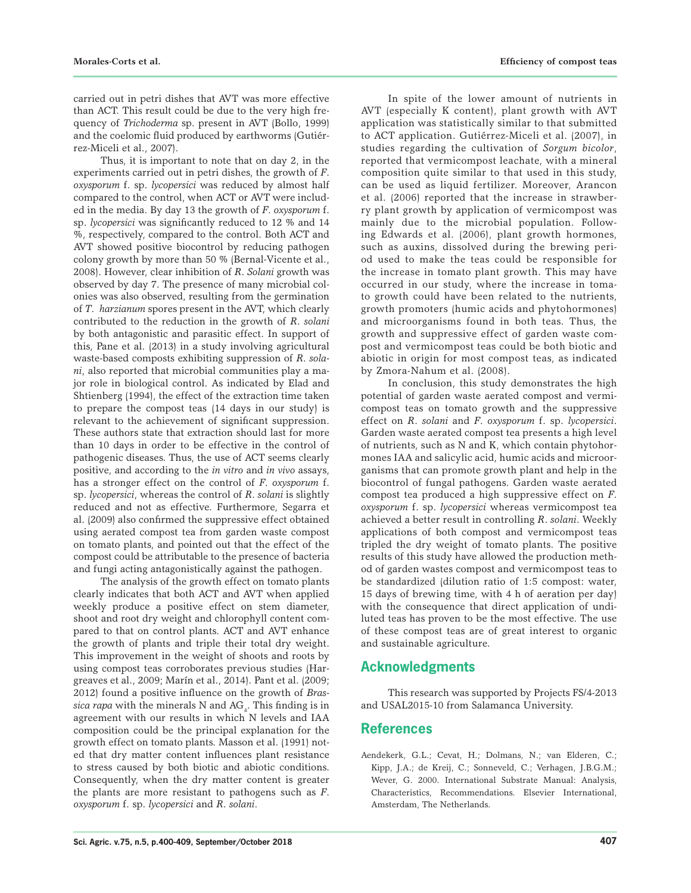carried out in petri dishes that AVT was more effective than ACT. This result could be due to the very high frequency of *Trichoderma* sp. present in AVT (Bollo, 1999) and the coelomic fluid produced by earthworms (Gutiérrez-Miceli et al., 2007).

Thus, it is important to note that on day 2, in the experiments carried out in petri dishes, the growth of *F. oxysporum* f. sp. *lycopersici* was reduced by almost half compared to the control, when ACT or AVT were included in the media. By day 13 the growth of *F. oxysporum* f. sp. *lycopersici* was significantly reduced to 12 % and 14 %, respectively, compared to the control. Both ACT and AVT showed positive biocontrol by reducing pathogen colony growth by more than 50 % (Bernal-Vicente et al., 2008). However, clear inhibition of *R. Solani* growth was observed by day 7. The presence of many microbial colonies was also observed, resulting from the germination of *T. harzianum* spores present in the AVT, which clearly contributed to the reduction in the growth of *R. solani* by both antagonistic and parasitic effect. In support of this, Pane et al. (2013) in a study involving agricultural waste-based composts exhibiting suppression of *R. solani*, also reported that microbial communities play a major role in biological control. As indicated by Elad and Shtienberg (1994), the effect of the extraction time taken to prepare the compost teas (14 days in our study) is relevant to the achievement of significant suppression. These authors state that extraction should last for more than 10 days in order to be effective in the control of pathogenic diseases. Thus, the use of ACT seems clearly positive, and according to the *in vitro* and *in vivo* assays, has a stronger effect on the control of *F. oxysporum* f. sp. *lycopersici*, whereas the control of *R. solani* is slightly reduced and not as effective. Furthermore, Segarra et al. (2009) also confirmed the suppressive effect obtained using aerated compost tea from garden waste compost on tomato plants, and pointed out that the effect of the compost could be attributable to the presence of bacteria and fungi acting antagonistically against the pathogen.

The analysis of the growth effect on tomato plants clearly indicates that both ACT and AVT when applied weekly produce a positive effect on stem diameter, shoot and root dry weight and chlorophyll content compared to that on control plants. ACT and AVT enhance the growth of plants and triple their total dry weight. This improvement in the weight of shoots and roots by using compost teas corroborates previous studies (Hargreaves et al., 2009; Marín et al., 2014). Pant et al. (2009; 2012) found a positive influence on the growth of *Brassica rapa* with the minerals N and $AG_4$. This finding is in agreement with our results in which N levels and IAA composition could be the principal explanation for the growth effect on tomato plants. Masson et al. (1991) noted that dry matter content influences plant resistance to stress caused by both biotic and abiotic conditions. Consequently, when the dry matter content is greater the plants are more resistant to pathogens such as *F. oxysporum* f. sp. *lycopersici* and *R. solani*.

In spite of the lower amount of nutrients in AVT (especially K content), plant growth with AVT application was statistically similar to that submitted to ACT application. Gutiérrez-Miceli et al. (2007), in studies regarding the cultivation of *Sorgum bicolor*, reported that vermicompost leachate, with a mineral composition quite similar to that used in this study, can be used as liquid fertilizer. Moreover, Arancon et al. (2006) reported that the increase in strawberry plant growth by application of vermicompost was mainly due to the microbial population. Following Edwards et al. (2006), plant growth hormones, such as auxins, dissolved during the brewing period used to make the teas could be responsible for the increase in tomato plant growth. This may have occurred in our study, where the increase in tomato growth could have been related to the nutrients, growth promoters (humic acids and phytohormones) and microorganisms found in both teas. Thus, the growth and suppressive effect of garden waste compost and vermicompost teas could be both biotic and abiotic in origin for most compost teas, as indicated by Zmora-Nahum et al. (2008).

In conclusion, this study demonstrates the high potential of garden waste aerated compost and vermicompost teas on tomato growth and the suppressive effect on *R. solani* and *F. oxysporum* f. sp. *lycopersici*. Garden waste aerated compost tea presents a high level of nutrients, such as N and K, which contain phytohormones IAA and salicylic acid, humic acids and microorganisms that can promote growth plant and help in the biocontrol of fungal pathogens. Garden waste aerated compost tea produced a high suppressive effect on *F. oxysporum* f. sp. *lycopersici* whereas vermicompost tea achieved a better result in controlling *R. solani*. Weekly applications of both compost and vermicompost teas tripled the dry weight of tomato plants. The positive results of this study have allowed the production method of garden wastes compost and vermicompost teas to be standardized (dilution ratio of 1:5 compost: water, 15 days of brewing time, with 4 h of aeration per day) with the consequence that direct application of undiluted teas has proven to be the most effective. The use of these compost teas are of great interest to organic and sustainable agriculture.

## Acknowledgments

This research was supported by Projects FS/4-2013 and USAL2015-10 from Salamanca University.

## References

Aendekerk, G.L.; Cevat, H.; Dolmans, N.; van Elderen, C.; Kipp, J.A.; de Kreij, C.; Sonneveld, C.; Verhagen, J.B.G.M.; Wever, G. 2000. International Substrate Manual: Analysis, Characteristics, Recommendations. Elsevier International, Amsterdam, The Netherlands.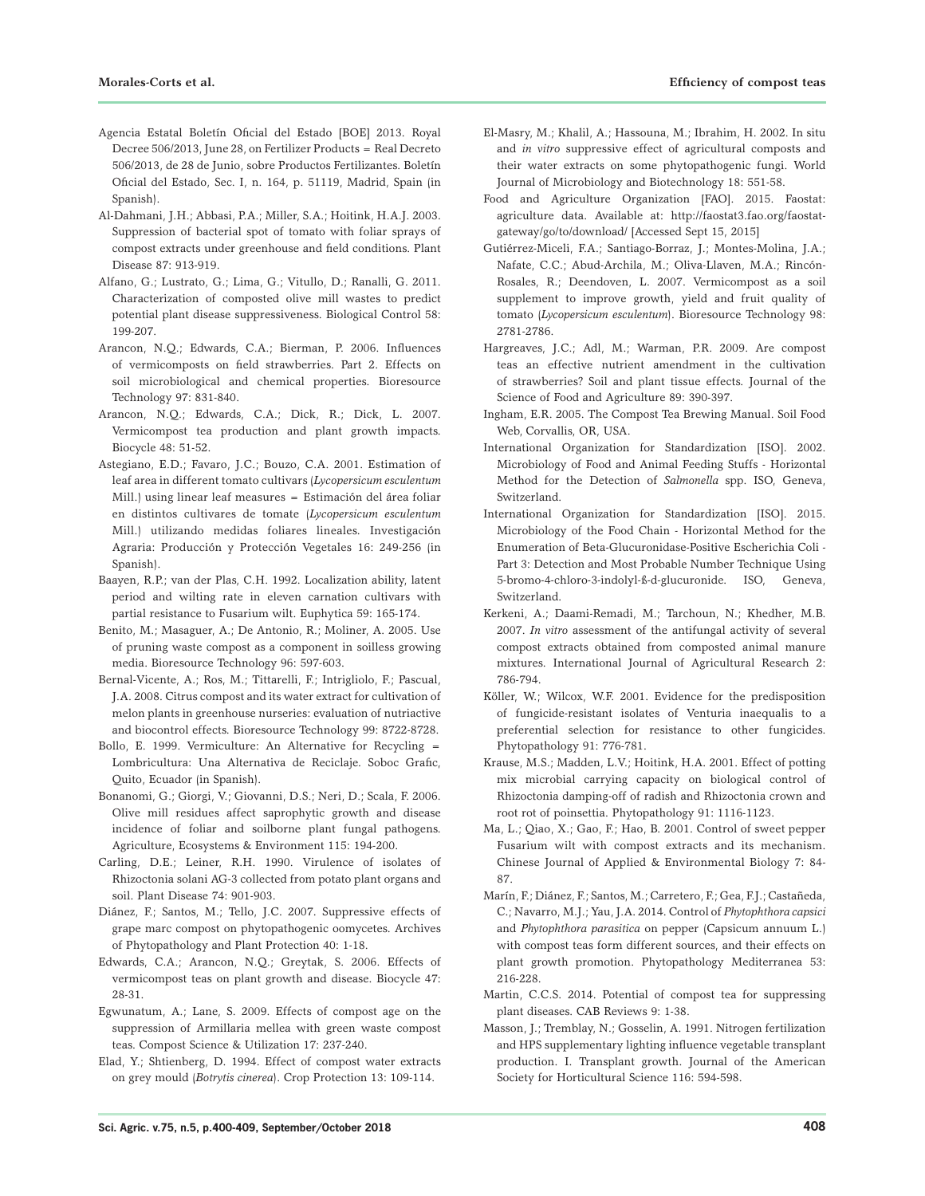Agencia Estatal Boletín Oficial del Estado [BOE] 2013. Royal Decree 506/2013, June 28, on Fertilizer Products = Real Decreto 506/2013, de 28 de Junio, sobre Productos Fertilizantes. Boletín Oficial del Estado, Sec. I, n. 164, p. 51119, Madrid, Spain (in Spanish).

Al-Dahmani, J.H.; Abbasi, P.A.; Miller, S.A.; Hoitink, H.A.J. 2003. Suppression of bacterial spot of tomato with foliar sprays of compost extracts under greenhouse and field conditions. Plant Disease 87: 913-919.

Alfano, G.; Lustrato, G.; Lima, G.; Vitullo, D.; Ranalli, G. 2011. Characterization of composted olive mill wastes to predict potential plant disease suppressiveness. Biological Control 58: 199-207.

Arancon, N.Q.; Edwards, C.A.; Bierman, P. 2006. Influences of vermicomposts on field strawberries. Part 2. Effects on soil microbiological and chemical properties. Bioresource Technology 97: 831-840.

Arancon, N.Q.; Edwards, C.A.; Dick, R.; Dick, L. 2007. Vermicompost tea production and plant growth impacts. Biocycle 48: 51-52.

Astegiano, E.D.; Favaro, J.C.; Bouzo, C.A. 2001. Estimation of leaf area in different tomato cultivars (*Lycopersicum esculentum* Mill.) using linear leaf measures = Estimación del área foliar en distintos cultivares de tomate (*Lycopersicum esculentum* Mill.) utilizando medidas foliares lineales. Investigación Agraria: Producción y Protección Vegetales 16: 249-256 (in Spanish).

Baayen, R.P.; van der Plas, C.H. 1992. Localization ability, latent period and wilting rate in eleven carnation cultivars with partial resistance to Fusarium wilt. Euphytica 59: 165-174.

Benito, M.; Masaguer, A.; De Antonio, R.; Moliner, A. 2005. Use of pruning waste compost as a component in soilless growing media. Bioresource Technology 96: 597-603.

Bernal-Vicente, A.; Ros, M.; Tittarelli, F.; Intrigliolo, F.; Pascual, J.A. 2008. Citrus compost and its water extract for cultivation of melon plants in greenhouse nurseries: evaluation of nutriactive and biocontrol effects. Bioresource Technology 99: 8722-8728.

Bollo, E. 1999. Vermiculture: An Alternative for Recycling = Lombricultura: Una Alternativa de Reciclaje. Soboc Grafic, Quito, Ecuador (in Spanish).

Bonanomi, G.; Giorgi, V.; Giovanni, D.S.; Neri, D.; Scala, F. 2006. Olive mill residues affect saprophytic growth and disease incidence of foliar and soilborne plant fungal pathogens. Agriculture, Ecosystems & Environment 115: 194-200.

Carling, D.E.; Leiner, R.H. 1990. Virulence of isolates of Rhizoctonia solani AG-3 collected from potato plant organs and soil. Plant Disease 74: 901-903.

Diánez, F.; Santos, M.; Tello, J.C. 2007. Suppressive effects of grape marc compost on phytopathogenic oomycetes. Archives of Phytopathology and Plant Protection 40: 1-18.

Edwards, C.A.; Arancon, N.Q.; Greytak, S. 2006. Effects of vermicompost teas on plant growth and disease. Biocycle 47: 28-31.

Egwunatum, A.; Lane, S. 2009. Effects of compost age on the suppression of Armillaria mellea with green waste compost teas. Compost Science & Utilization 17: 237-240.

Elad, Y.; Shtienberg, D. 1994. Effect of compost water extracts on grey mould (*Botrytis cinerea*). Crop Protection 13: 109-114.

El-Masry, M.; Khalil, A.; Hassouna, M.; Ibrahim, H. 2002. In situ and *in vitro* suppressive effect of agricultural composts and their water extracts on some phytopathogenic fungi. World Journal of Microbiology and Biotechnology 18: 551-58.

Food and Agriculture Organization [FAO]. 2015. Faostat: agriculture data. Available at: http://faostat3.fao.org/faostat-gateway/go/to/download/ [Accessed Sept 15, 2015]

Gutiérrez-Miceli, F.A.; Santiago-Borraz, J.; Montes-Molina, J.A.; Nafate, C.C.; Abud-Archila, M.; Oliva-Llaven, M.A.; Rincón-Rosales, R.; Deendoven, L. 2007. Vermicompost as a soil supplement to improve growth, yield and fruit quality of tomato (*Lycopersicum esculentum*). Bioresource Technology 98: 2781-2786.

Hargreaves, J.C.; Adl, M.; Warman, P.R. 2009. Are compost teas an effective nutrient amendment in the cultivation of strawberries? Soil and plant tissue effects. Journal of the Science of Food and Agriculture 89: 390-397.

Ingham, E.R. 2005. The Compost Tea Brewing Manual. Soil Food Web, Corvallis, OR, USA.

International Organization for Standardization [ISO]. 2002. Microbiology of Food and Animal Feeding Stuffs - Horizontal Method for the Detection of *Salmonella* spp. ISO, Geneva, Switzerland.

International Organization for Standardization [ISO]. 2015. Microbiology of the Food Chain - Horizontal Method for the Enumeration of Beta-Glucuronidase-Positive Escherichia Coli - Part 3: Detection and Most Probable Number Technique Using 5-bromo-4-chloro-3-indolyl-ß-d-glucuronide. ISO, Geneva, Switzerland.

Kerkeni, A.; Daami-Remadi, M.; Tarchoun, N.; Khedher, M.B. 2007. *In vitro* assessment of the antifungal activity of several compost extracts obtained from composted animal manure mixtures. International Journal of Agricultural Research 2: 786-794.

Köller, W.; Wilcox, W.F. 2001. Evidence for the predisposition of fungicide-resistant isolates of Venturia inaequalis to a preferential selection for resistance to other fungicides. Phytopathology 91: 776-781.

Krause, M.S.; Madden, L.V.; Hoitink, H.A. 2001. Effect of potting mix microbial carrying capacity on biological control of Rhizoctonia damping-off of radish and Rhizoctonia crown and root rot of poinsettia. Phytopathology 91: 1116-1123.

Ma, L.; Qiao, X.; Gao, F.; Hao, B. 2001. Control of sweet pepper Fusarium wilt with compost extracts and its mechanism. Chinese Journal of Applied & Environmental Biology 7: 84-87.

Marín, F.; Diánez, F.; Santos, M.; Carretero, F.; Gea, F.J.; Castañeda, C.; Navarro, M.J.; Yau, J.A. 2014. Control of *Phytophthora capsici* and *Phytophthora parasitica* on pepper (Capsicum annuum L.) with compost teas form different sources, and their effects on plant growth promotion. Phytopathology Mediterranea 53: 216-228.

Martin, C.C.S. 2014. Potential of compost tea for suppressing plant diseases. CAB Reviews 9: 1-38.

Masson, J.; Tremblay, N.; Gosselin, A. 1991. Nitrogen fertilization and HPS supplementary lighting influence vegetable transplant production. I. Transplant growth. Journal of the American Society for Horticultural Science 116: 594-598.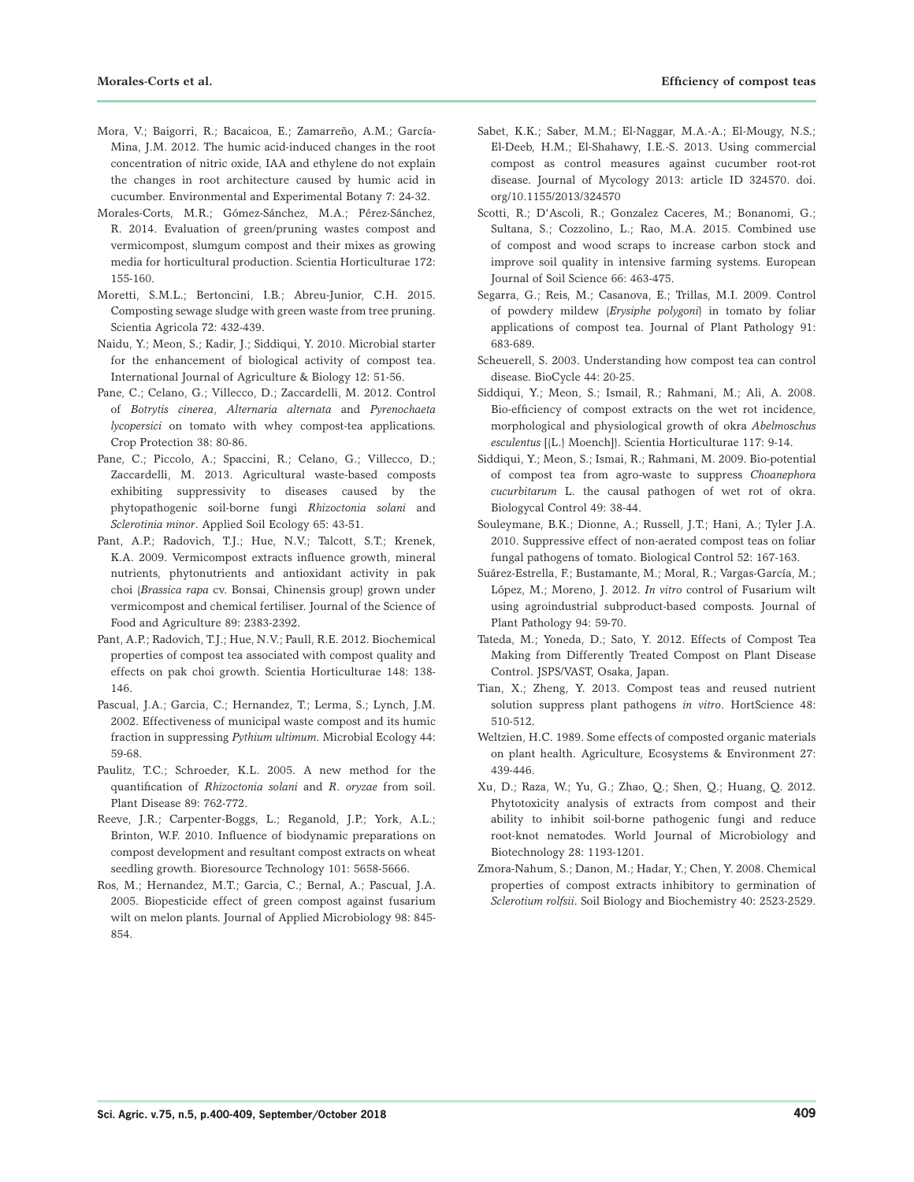Mora, V.; Baigorri, R.; Bacaicoa, E.; Zamarreño, A.M.; García-Mina, J.M. 2012. The humic acid-induced changes in the root concentration of nitric oxide, IAA and ethylene do not explain the changes in root architecture caused by humic acid in cucumber. Environmental and Experimental Botany 7: 24-32.

Morales-Corts, M.R.; Gómez-Sánchez, M.A.; Pérez-Sánchez, R. 2014. Evaluation of green/pruning wastes compost and vermicompost, slumgum compost and their mixes as growing media for horticultural production. Scientia Horticulturae 172: 155-160.

Moretti, S.M.L.; Bertoncini, I.B.; Abreu-Junior, C.H. 2015. Composting sewage sludge with green waste from tree pruning. Scientia Agricola 72: 432-439.

Naidu, Y.; Meon, S.; Kadir, J.; Siddiqui, Y. 2010. Microbial starter for the enhancement of biological activity of compost tea. International Journal of Agriculture & Biology 12: 51-56.

Pane, C.; Celano, G.; Villecco, D.; Zaccardelli, M. 2012. Control of *Botrytis cinerea*, *Alternaria alternata* and *Pyrenochaeta lycopersici* on tomato with whey compost-tea applications. Crop Protection 38: 80-86.

Pane, C.; Piccolo, A.; Spaccini, R.; Celano, G.; Villecco, D.; Zaccardelli, M. 2013. Agricultural waste-based composts exhibiting suppressivity to diseases caused by the phytopathogenic soil-borne fungi *Rhizoctonia solani* and *Sclerotinia minor*. Applied Soil Ecology 65: 43-51.

Pant, A.P.; Radovich, T.J.; Hue, N.V.; Talcott, S.T.; Krenek, K.A. 2009. Vermicompost extracts influence growth, mineral nutrients, phytonutrients and antioxidant activity in pak choi (*Brassica rapa* cv. Bonsai, Chinensis group) grown under vermicompost and chemical fertiliser. Journal of the Science of Food and Agriculture 89: 2383-2392.

Pant, A.P.; Radovich, T.J.; Hue, N.V.; Paull, R.E. 2012. Biochemical properties of compost tea associated with compost quality and effects on pak choi growth. Scientia Horticulturae 148: 138-146.

Pascual, J.A.; Garcia, C.; Hernandez, T.; Lerma, S.; Lynch, J.M. 2002. Effectiveness of municipal waste compost and its humic fraction in suppressing *Pythium ultimum*. Microbial Ecology 44: 59-68.

Paulitz, T.C.; Schroeder, K.L. 2005. A new method for the quantification of *Rhizoctonia solani* and *R. oryzae* from soil. Plant Disease 89: 762-772.

Reeve, J.R.; Carpenter-Boggs, L.; Reganold, J.P.; York, A.L.; Brinton, W.F. 2010. Influence of biodynamic preparations on compost development and resultant compost extracts on wheat seedling growth. Bioresource Technology 101: 5658-5666.

Ros, M.; Hernandez, M.T.; Garcia, C.; Bernal, A.; Pascual, J.A. 2005. Biopesticide effect of green compost against fusarium wilt on melon plants. Journal of Applied Microbiology 98: 845-854.

Sabet, K.K.; Saber, M.M.; El-Naggar, M.A.-A.; El-Mougy, N.S.; El-Deeb, H.M.; El-Shahawy, I.E.-S. 2013. Using commercial compost as control measures against cucumber root-rot disease. Journal of Mycology 2013: article ID 324570. doi.org/10.1155/2013/324570

Scotti, R.; D'Ascoli, R.; Gonzalez Caceres, M.; Bonanomi, G.; Sultana, S.; Cozzolino, L.; Rao, M.A. 2015. Combined use of compost and wood scraps to increase carbon stock and improve soil quality in intensive farming systems. European Journal of Soil Science 66: 463-475.

Segarra, G.; Reis, M.; Casanova, E.; Trillas, M.I. 2009. Control of powdery mildew (*Erysiphe polygoni*) in tomato by foliar applications of compost tea. Journal of Plant Pathology 91: 683-689.

Scheuerell, S. 2003. Understanding how compost tea can control disease. BioCycle 44: 20-25.

Siddiqui, Y.; Meon, S.; Ismail, R.; Rahmani, M.; Ali, A. 2008. Bio-efficiency of compost extracts on the wet rot incidence, morphological and physiological growth of okra *Abelmoschus esculentus* [(L.) Moench]). Scientia Horticulturae 117: 9-14.

Siddiqui, Y.; Meon, S.; Ismai, R.; Rahmani, M. 2009. Bio-potential of compost tea from agro-waste to suppress *Choanephora cucurbitarum* L. the causal pathogen of wet rot of okra. Biologycal Control 49: 38-44.

Souleymane, B.K.; Dionne, A.; Russell, J.T.; Hani, A.; Tyler J.A. 2010. Suppressive effect of non-aerated compost teas on foliar fungal pathogens of tomato. Biological Control 52: 167-163.

Suárez-Estrella, F.; Bustamante, M.; Moral, R.; Vargas-García, M.; López, M.; Moreno, J. 2012. *In vitro* control of Fusarium wilt using agroindustrial subproduct-based composts. Journal of Plant Pathology 94: 59-70.

Tateda, M.; Yoneda, D.; Sato, Y. 2012. Effects of Compost Tea Making from Differently Treated Compost on Plant Disease Control. JSPS/VAST, Osaka, Japan.

Tian, X.; Zheng, Y. 2013. Compost teas and reused nutrient solution suppress plant pathogens *in vitro*. HortScience 48: 510-512.

Weltzien, H.C. 1989. Some effects of composted organic materials on plant health. Agriculture, Ecosystems & Environment 27: 439-446.

Xu, D.; Raza, W.; Yu, G.; Zhao, Q.; Shen, Q.; Huang, Q. 2012. Phytotoxicity analysis of extracts from compost and their ability to inhibit soil-borne pathogenic fungi and reduce root-knot nematodes. World Journal of Microbiology and Biotechnology 28: 1193-1201.

Zmora-Nahum, S.; Danon, M.; Hadar, Y.; Chen, Y. 2008. Chemical properties of compost extracts inhibitory to germination of *Sclerotium rolfsii*. Soil Biology and Biochemistry 40: 2523-2529.